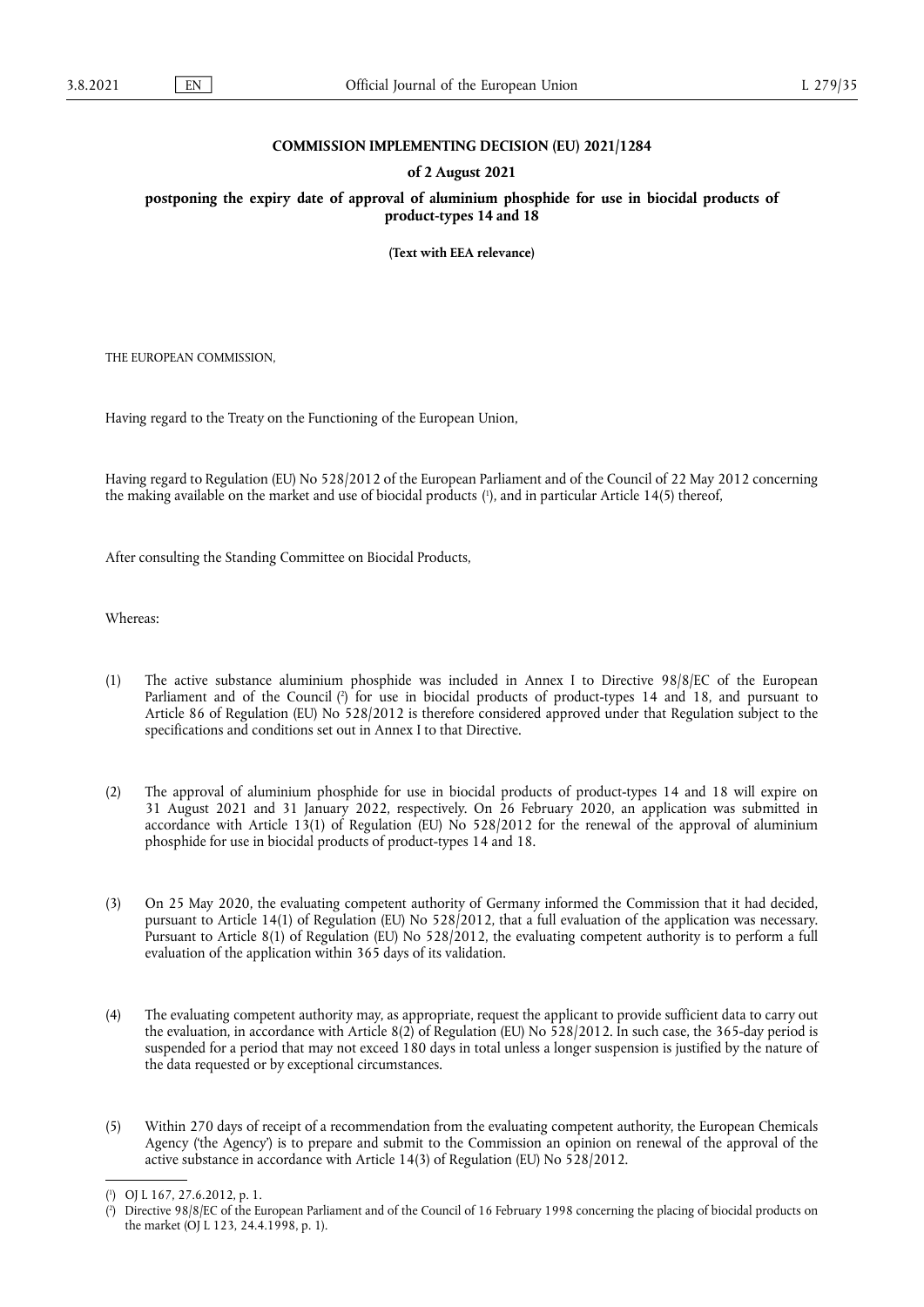**COMMISSION IMPLEMENTING DECISION (EU) 2021/1284**

**of 2 August 2021**

**postponing the expiry date of approval of aluminium phosphide for use in biocidal products of product-types 14 and 18**

**(Text with EEA relevance)**

THE EUROPEAN COMMISSION,

Having regard to the Treaty on the Functioning of the European Union,

Having regard to Regulation (EU) No 528/2012 of the European Parliament and of the Council of 22 May 2012 concerning the making available on the market and use of biocidal products [1], and in particular Article 14(5) thereof,

After consulting the Standing Committee on Biocidal Products,

Whereas:

(1) The active substance aluminium phosphide was included in Annex I to Directive 98/8/EC of the European Parliament and of the Council [2] for use in biocidal products of product-types 14 and 18, and pursuant to Article 86 of Regulation (EU) No 528/2012 is therefore considered approved under that Regulation subject to the specifications and conditions set out in Annex I to that Directive.

(2) The approval of aluminium phosphide for use in biocidal products of product-types 14 and 18 will expire on 31 August 2021 and 31 January 2022, respectively. On 26 February 2020, an application was submitted in accordance with Article 13(1) of Regulation (EU) No 528/2012 for the renewal of the approval of aluminium phosphide for use in biocidal products of product-types 14 and 18.

(3) On 25 May 2020, the evaluating competent authority of Germany informed the Commission that it had decided, pursuant to Article 14(1) of Regulation (EU) No 528/2012, that a full evaluation of the application was necessary. Pursuant to Article 8(1) of Regulation (EU) No 528/2012, the evaluating competent authority is to perform a full evaluation of the application within 365 days of its validation.

(4) The evaluating competent authority may, as appropriate, request the applicant to provide sufficient data to carry out the evaluation, in accordance with Article 8(2) of Regulation (EU) No 528/2012. In such case, the 365-day period is suspended for a period that may not exceed 180 days in total unless a longer suspension is justified by the nature of the data requested or by exceptional circumstances.

(5) Within 270 days of receipt of a recommendation from the evaluating competent authority, the European Chemicals Agency ('the Agency') is to prepare and submit to the Commission an opinion on renewal of the approval of the active substance in accordance with Article 14(3) of Regulation (EU) No 528/2012.

---

[1] OJ L 167, 27.6.2012, p. 1.

[2] Directive 98/8/EC of the European Parliament and of the Council of 16 February 1998 concerning the placing of biocidal products on the market (OJ L 123, 24.4.1998, p. 1).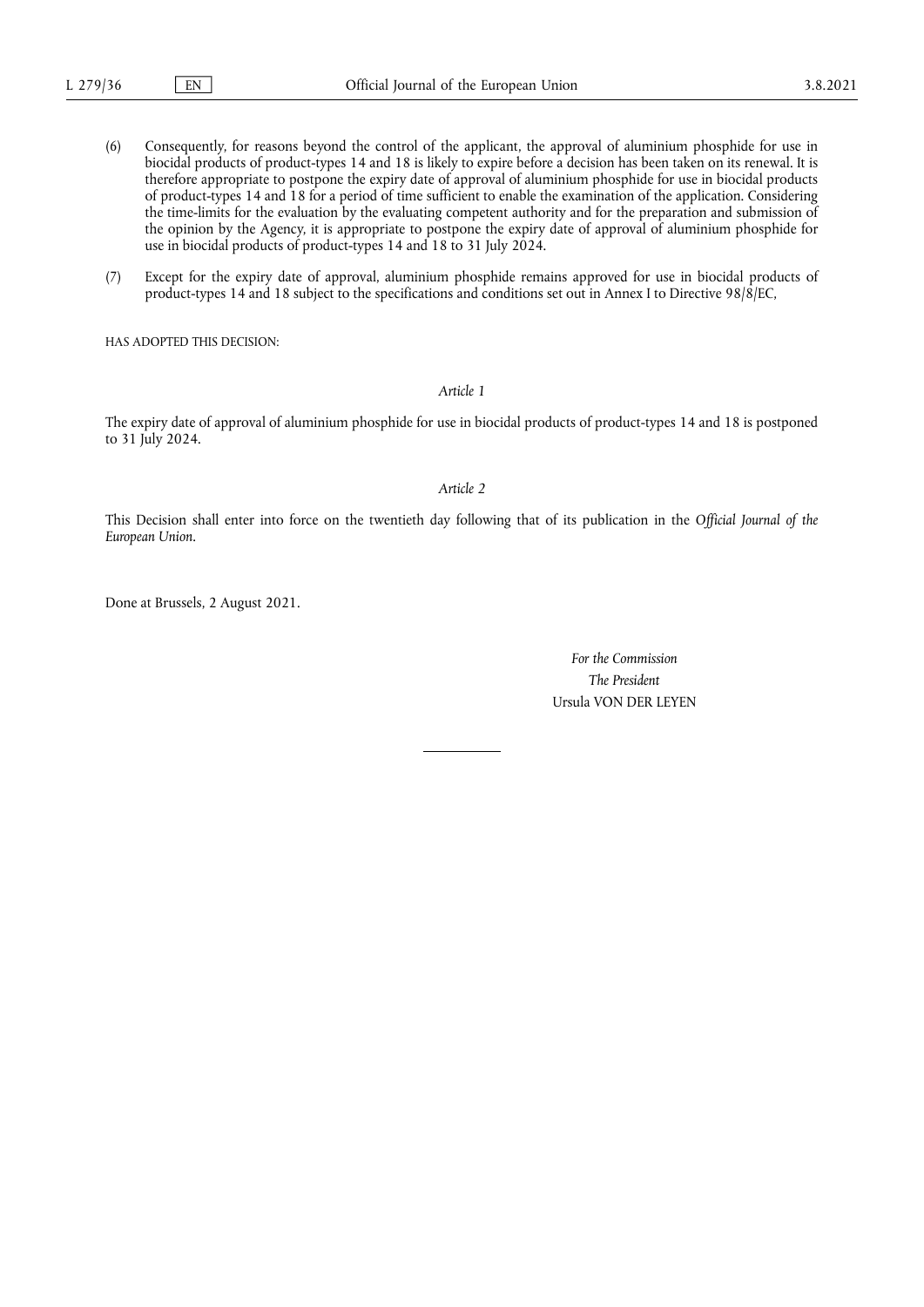(6) Consequently, for reasons beyond the control of the applicant, the approval of aluminium phosphide for use in biocidal products of product-types 14 and 18 is likely to expire before a decision has been taken on its renewal. It is therefore appropriate to postpone the expiry date of approval of aluminium phosphide for use in biocidal products of product-types 14 and 18 for a period of time sufficient to enable the examination of the application. Considering the time-limits for the evaluation by the evaluating competent authority and for the preparation and submission of the opinion by the Agency, it is appropriate to postpone the expiry date of approval of aluminium phosphide for use in biocidal products of product-types 14 and 18 to 31 July 2024.

(7) Except for the expiry date of approval, aluminium phosphide remains approved for use in biocidal products of product-types 14 and 18 subject to the specifications and conditions set out in Annex I to Directive 98/8/EC,

HAS ADOPTED THIS DECISION:

*Article 1*

The expiry date of approval of aluminium phosphide for use in biocidal products of product-types 14 and 18 is postponed to 31 July 2024.

*Article 2*

This Decision shall enter into force on the twentieth day following that of its publication in the *Official Journal of the European Union*.

Done at Brussels, 2 August 2021.

*For the Commission*

*The President*

Ursula VON DER LEYEN